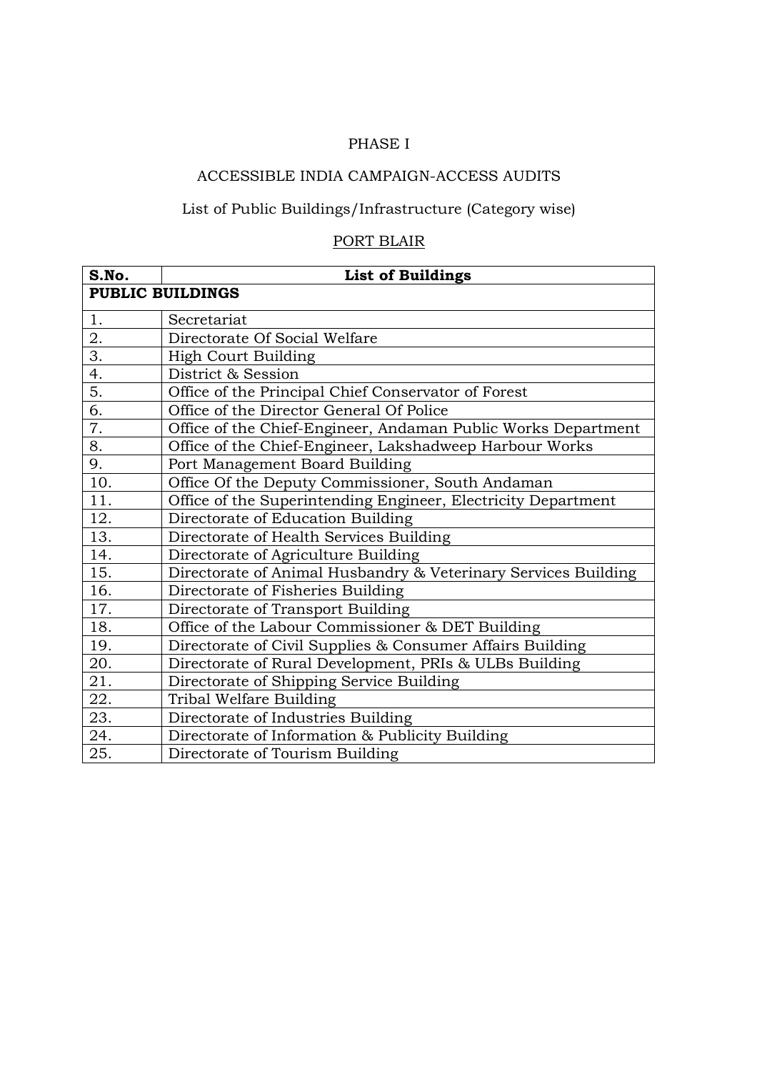PHASE I

ACCESSIBLE INDIA CAMPAIGN-ACCESS AUDITS

List of Public Buildings/Infrastructure (Category wise)

PORT BLAIR

| S.No. | List of Buildings |
|---|---|
| **PUBLIC BUILDINGS** | |
| 1. | Secretariat |
| 2. | Directorate Of Social Welfare |
| 3. | High Court Building |
| 4. | District & Session |
| 5. | Office of the Principal Chief Conservator of Forest |
| 6. | Office of the Director General Of Police |
| 7. | Office of the Chief-Engineer, Andaman Public Works Department |
| 8. | Office of the Chief-Engineer, Lakshadweep Harbour Works |
| 9. | Port Management Board Building |
| 10. | Office Of the Deputy Commissioner, South Andaman |
| 11. | Office of the Superintending Engineer, Electricity Department |
| 12. | Directorate of Education Building |
| 13. | Directorate of Health Services Building |
| 14. | Directorate of Agriculture Building |
| 15. | Directorate of Animal Husbandry & Veterinary Services Building |
| 16. | Directorate of Fisheries Building |
| 17. | Directorate of Transport Building |
| 18. | Office of the Labour Commissioner & DET Building |
| 19. | Directorate of Civil Supplies & Consumer Affairs Building |
| 20. | Directorate of Rural Development, PRIs & ULBs Building |
| 21. | Directorate of Shipping Service Building |
| 22. | Tribal Welfare Building |
| 23. | Directorate of Industries Building |
| 24. | Directorate of Information & Publicity Building |
| 25. | Directorate of Tourism Building |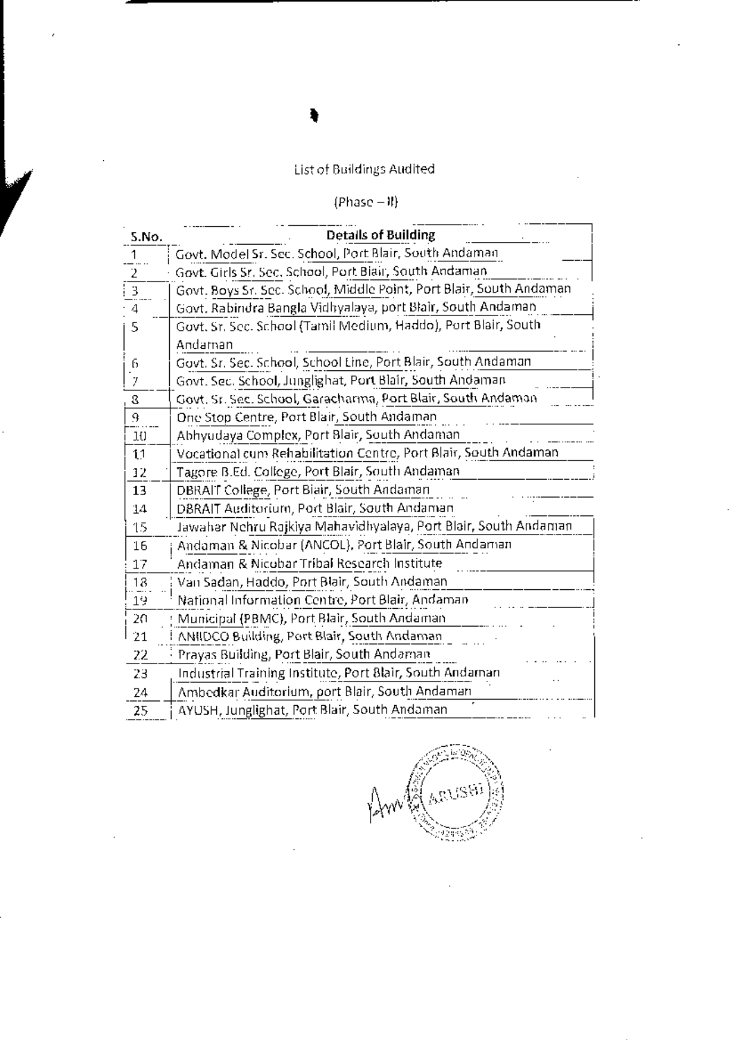List of Buildings Audited

(Phase – II)

| S.No. | Details of Building |
|---|---|
| 1 | Govt. Model Sr. Sec. School, Port Blair, South Andaman |
| 2 | Govt. Girls Sr. Sec. School, Port Blair, South Andaman |
| 3 | Govt. Boys Sr. Sec. School, Middle Point, Port Blair, South Andaman |
| 4 | Govt. Rabindra Bangla Vidhyalaya, port Blair, South Andaman |
| 5 | Govt. Sr. Sec. School (Tamil Medium, Haddo), Port Blair, South Andaman |
| 6 | Govt. Sr. Sec. School, School Line, Port Blair, South Andaman |
| 7 | Govt. Sec. School, Junglighat, Port Blair, South Andaman |
| 8 | Govt. Sr. Sec. School, Garacharma, Port Blair, South Andaman |
| 9 | One Stop Centre, Port Blair, South Andaman |
| 10 | Abhyudaya Complex, Port Blair, South Andaman |
| 11 | Vocational cum Rehabilitation Centre, Port Blair, South Andaman |
| 12 | Tagore B.Ed. College, Port Blair, South Andaman |
| 13 | DBRAIT College, Port Blair, South Andaman |
| 14 | DBRAIT Auditorium, Port Blair, South Andaman |
| 15 | Jawahar Nehru Rajkiya Mahavidhyalaya, Port Blair, South Andaman |
| 16 | Andaman & Nicobar (ANCOL), Port Blair, South Andaman |
| 17 | Andaman & Nicobar Tribal Research Institute |
| 18 | Van Sadan, Haddo, Port Blair, South Andaman |
| 19 | National Information Centre, Port Blair, Andaman |
| 20 | Municipal (PBMC), Port Blair, South Andaman |
| 21 | ANIIDCO Building, Port Blair, South Andaman |
| 22 | Prayas Building, Port Blair, South Andaman |
| 23 | Industrial Training Institute, Port Blair, South Andaman |
| 24 | Ambedkar Auditorium, port Blair, South Andaman |
| 25 | AYUSH, Junglighat, Port Blair, South Andaman |

ARUSHI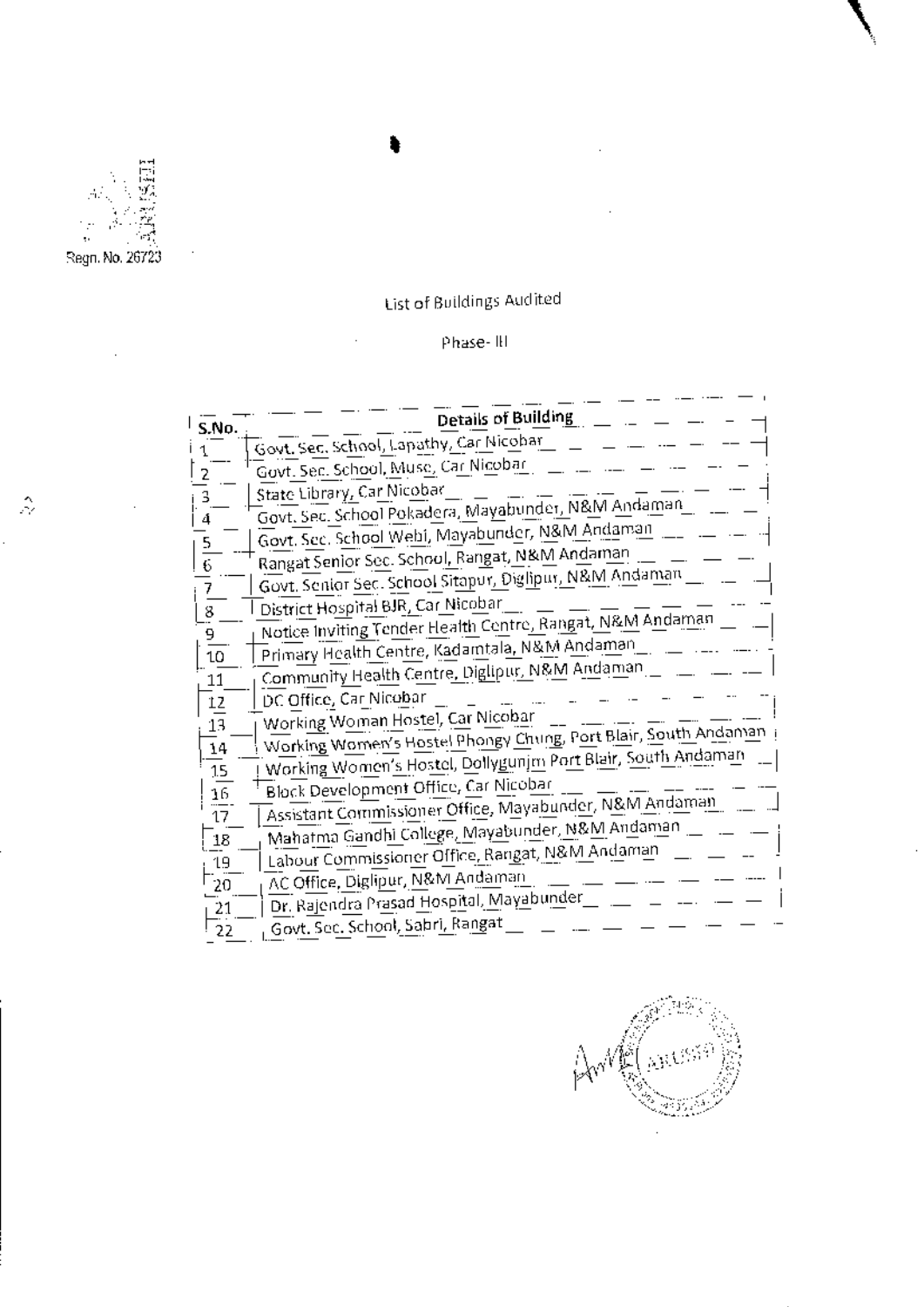Regn. No. 26723

List of Buildings Audited

Phase- III

| S.No. | Details of Building |
|---|---|
| 1 | Govt. Sec. School, Lapathy, Car Nicobar |
| 2 | Govt. Sec. School, Muse, Car Nicobar |
| 3 | State Library, Car Nicobar |
| 4 | Govt. Sec. School Pokadera, Mayabunder, N&M Andaman |
| 5 | Govt. Sec. School Webi, Mayabunder, N&M Andaman |
| 6 | Rangat Senior Sec. School, Rangat, N&M Andaman |
| 7 | Govt. Senior Sec. School Sitapur, Diglipur, N&M Andaman |
| 8 | District Hospital BJR, Car Nicobar |
| 9 | Notice Inviting Tender Health Centre, Rangat, N&M Andaman |
| 10 | Primary Health Centre, Kadamtala, N&M Andaman |
| 11 | Community Health Centre, Diglipur, N&M Andaman |
| 12 | DC Office, Car Nicobar |
| 13 | Working Woman Hostel, Car Nicobar |
| 14 | Working Women's Hostel Phongy Chung, Port Blair, South Andaman |
| 15 | Working Women's Hostel, Dollygunjm Port Blair, South Andaman |
| 16 | Block Development Office, Car Nicobar |
| 17 | Assistant Commissioner Office, Mayabunder, N&M Andaman |
| 18 | Mahatma Gandhi College, Mayabunder, N&M Andaman |
| 19 | Labour Commissioner Office, Rangat, N&M Andaman |
| 20 | AC Office, Diglipur, N&M Andaman |
| 21 | Dr. Rajendra Prasad Hospital, Mayabunder |
| 22 | Govt. Sec. School, Sabri, Rangat |